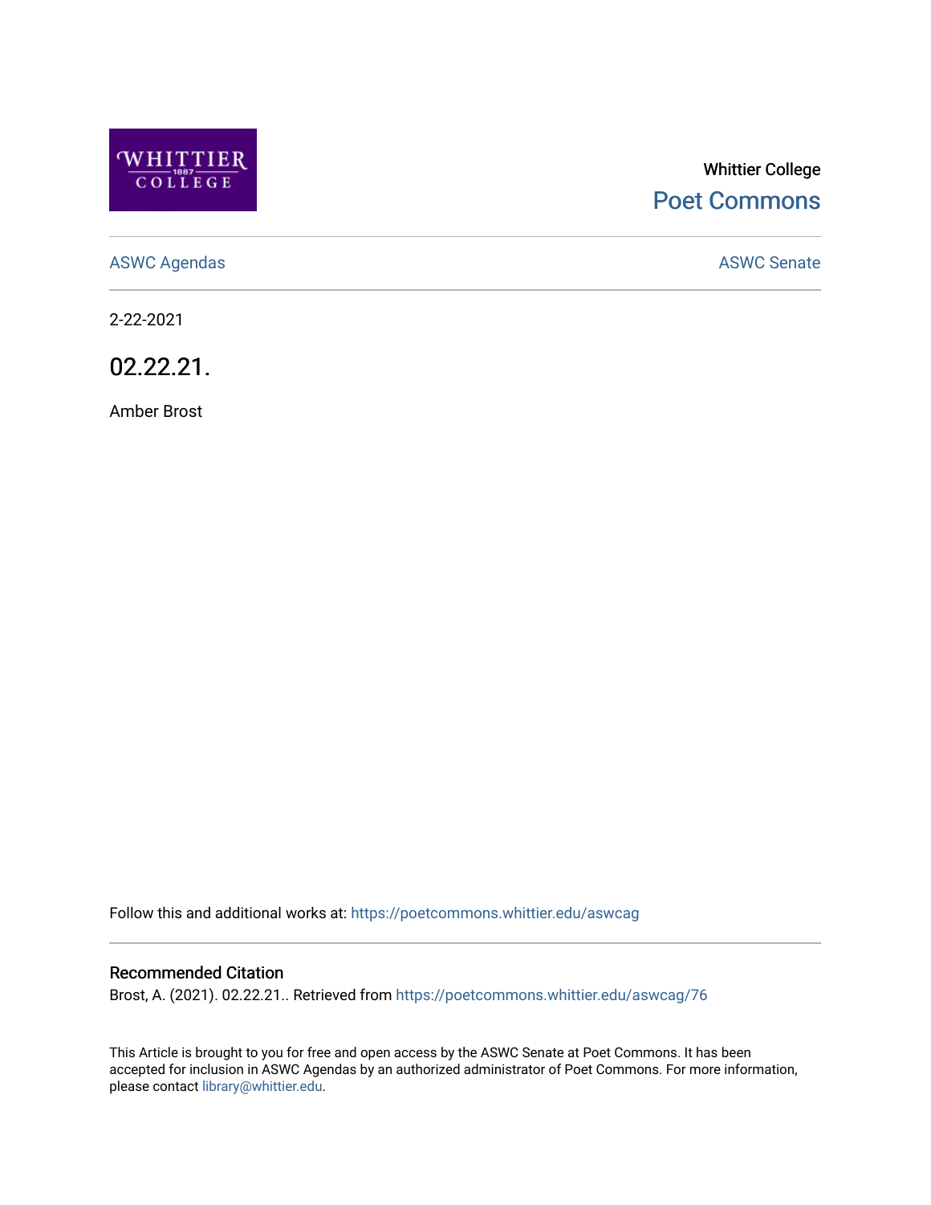Whittier College

Poet Commons

ASWC Agendas

ASWC Senate

2-22-2021

# 02.22.21.

Amber Brost

Follow this and additional works at: https://poetcommons.whittier.edu/aswcag

## Recommended Citation

Brost, A. (2021). 02.22.21.. Retrieved from https://poetcommons.whittier.edu/aswcag/76

This Article is brought to you for free and open access by the ASWC Senate at Poet Commons. It has been accepted for inclusion in ASWC Agendas by an authorized administrator of Poet Commons. For more information, please contact library@whittier.edu.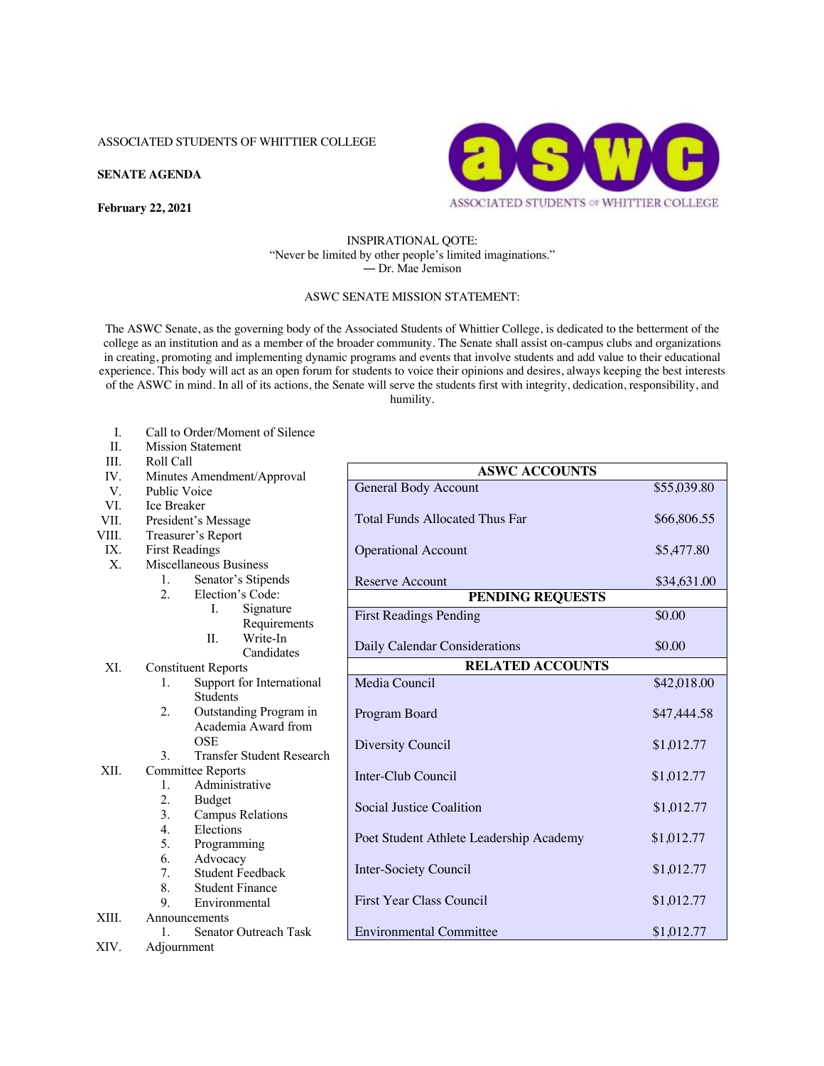ASSOCIATED STUDENTS OF WHITTIER COLLEGE

**SENATE AGENDA**

**February 22, 2021**

INSPIRATIONAL QOTE:
"Never be limited by other people's limited imaginations."
— Dr. Mae Jemison

ASWC SENATE MISSION STATEMENT:

The ASWC Senate, as the governing body of the Associated Students of Whittier College, is dedicated to the betterment of the college as an institution and as a member of the broader community. The Senate shall assist on-campus clubs and organizations in creating, promoting and implementing dynamic programs and events that involve students and add value to their educational experience. This body will act as an open forum for students to voice their opinions and desires, always keeping the best interests of the ASWC in mind. In all of its actions, the Senate will serve the students first with integrity, dedication, responsibility, and humility.

I. Call to Order/Moment of Silence
II. Mission Statement
III. Roll Call
IV. Minutes Amendment/Approval
V. Public Voice
VI. Ice Breaker
VII. President's Message
VIII. Treasurer's Report
IX. First Readings
X. Miscellaneous Business
   1. Senator's Stipends
   2. Election's Code:
      I. Signature Requirements
      II. Write-In Candidates
XI. Constituent Reports
   1. Support for International Students
   2. Outstanding Program in Academia Award from OSE
   3. Transfer Student Research
XII. Committee Reports
   1. Administrative
   2. Budget
   3. Campus Relations
   4. Elections
   5. Programming
   6. Advocacy
   7. Student Feedback
   8. Student Finance
   9. Environmental
XIII. Announcements
   1. Senator Outreach Task
XIV. Adjournment

| **ASWC ACCOUNTS** | |
|---|---|
| General Body Account | $55,039.80 |
| Total Funds Allocated Thus Far | $66,806.55 |
| Operational Account | $5,477.80 |
| Reserve Account | $34,631.00 |
| **PENDING REQUESTS** | |
| First Readings Pending | $0.00 |
| Daily Calendar Considerations | $0.00 |
| **RELATED ACCOUNTS** | |
| Media Council | $42,018.00 |
| Program Board | $47,444.58 |
| Diversity Council | $1,012.77 |
| Inter-Club Council | $1,012.77 |
| Social Justice Coalition | $1,012.77 |
| Poet Student Athlete Leadership Academy | $1,012.77 |
| Inter-Society Council | $1,012.77 |
| First Year Class Council | $1,012.77 |
| Environmental Committee | $1,012.77 |